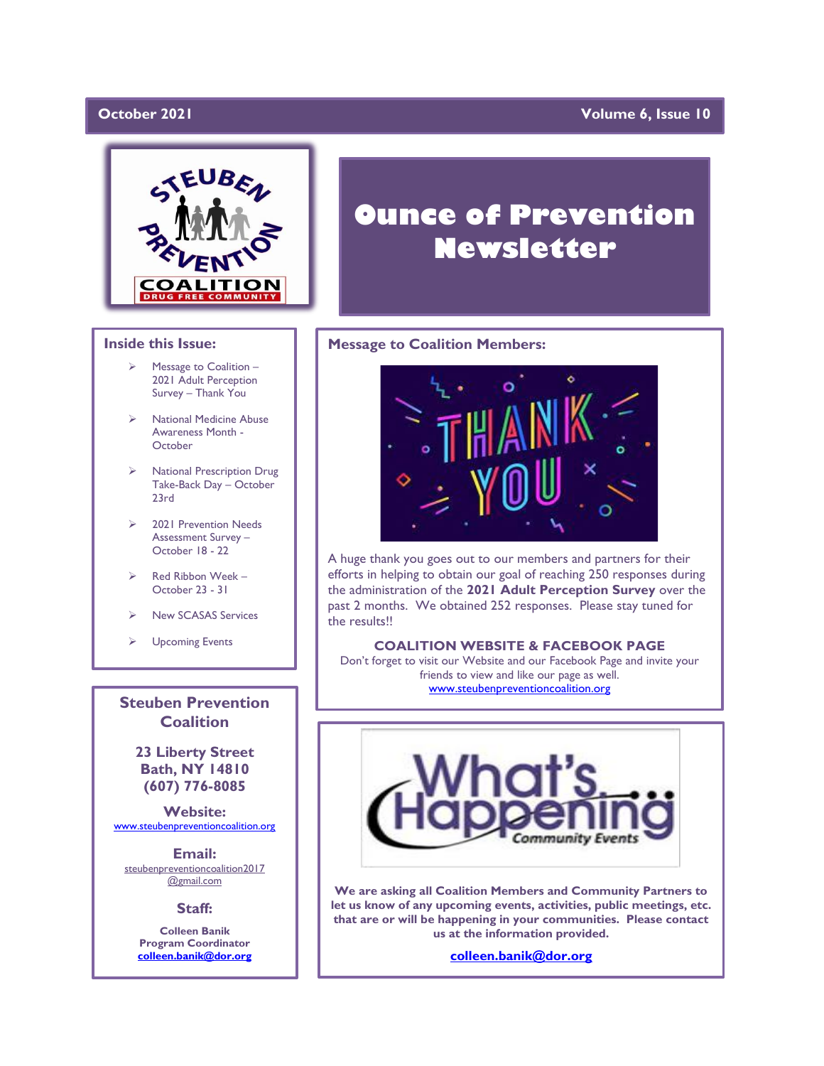October 2021 — Volume 6, Issue 10

# Ounce of Prevention Newsletter

## Inside this Issue:

- Message to Coalition – 2021 Adult Perception Survey – Thank You
- National Medicine Abuse Awareness Month - October
- National Prescription Drug Take-Back Day – October 23rd
- 2021 Prevention Needs Assessment Survey – October 18 - 22
- Red Ribbon Week – October 23 - 31
- New SCASAS Services
- Upcoming Events

## Message to Coalition Members:

A huge thank you goes out to our members and partners for their efforts in helping to obtain our goal of reaching 250 responses during the administration of the **2021 Adult Perception Survey** over the past 2 months. We obtained 252 responses. Please stay tuned for the results!!

### COALITION WEBSITE & FACEBOOK PAGE

Don't forget to visit our Website and our Facebook Page and invite your friends to view and like our page as well.
www.steubenpreventioncoalition.org

## Steuben Prevention Coalition

**23 Liberty Street**
**Bath, NY 14810**
**(607) 776-8085**

**Website:**
www.steubenpreventioncoalition.org

**Email:**
steubenpreventioncoalition2017@gmail.com

**Staff:**

**Colleen Banik**
**Program Coordinator**
**colleen.banik@dor.org**

## What's Happening – Community Events

**We are asking all Coalition Members and Community Partners to let us know of any upcoming events, activities, public meetings, etc. that are or will be happening in your communities. Please contact us at the information provided.**

**colleen.banik@dor.org**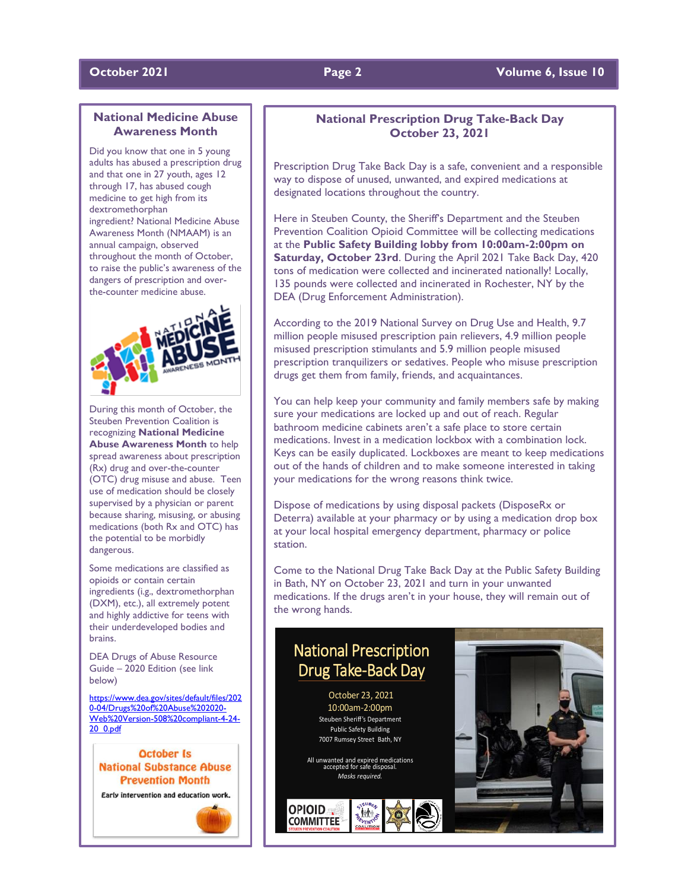## National Medicine Abuse Awareness Month

Did you know that one in 5 young adults has abused a prescription drug and that one in 27 youth, ages 12 through 17, has abused cough medicine to get high from its dextromethorphan ingredient? National Medicine Abuse Awareness Month (NMAAM) is an annual campaign, observed throughout the month of October, to raise the public's awareness of the dangers of prescription and over-the-counter medicine abuse.

During this month of October, the Steuben Prevention Coalition is recognizing **National Medicine Abuse Awareness Month** to help spread awareness about prescription (Rx) drug and over-the-counter (OTC) drug misuse and abuse. Teen use of medication should be closely supervised by a physician or parent because sharing, misusing, or abusing medications (both Rx and OTC) has the potential to be morbidly dangerous.

Some medications are classified as opioids or contain certain ingredients (i.e., dextromethorphan (DXM), etc.), all extremely potent and highly addictive for teens with their underdeveloped bodies and brains.

DEA Drugs of Abuse Resource Guide – 2020 Edition (see link below)

https://www.dea.gov/sites/default/files/2020-04/Drugs%20of%20Abuse%202020-Web%20Version-508%20compliant-4-24-20_0.pdf

**October Is National Substance Abuse Prevention Month**

Early intervention and education work.

## National Prescription Drug Take-Back Day October 23, 2021

Prescription Drug Take Back Day is a safe, convenient and a responsible way to dispose of unused, unwanted, and expired medications at designated locations throughout the country.

Here in Steuben County, the Sheriff's Department and the Steuben Prevention Coalition Opioid Committee will be collecting medications at the **Public Safety Building lobby from 10:00am-2:00pm on Saturday, October 23rd**. During the April 2021 Take Back Day, 420 tons of medication were collected and incinerated nationally! Locally, 135 pounds were collected and incinerated in Rochester, NY by the DEA (Drug Enforcement Administration).

According to the 2019 National Survey on Drug Use and Health, 9.7 million people misused prescription pain relievers, 4.9 million people misused prescription stimulants and 5.9 million people misused prescription tranquilizers or sedatives. People who misuse prescription drugs get them from family, friends, and acquaintances.

You can help keep your community and family members safe by making sure your medications are locked up and out of reach. Regular bathroom medicine cabinets aren't a safe place to store certain medications. Invest in a medication lockbox with a combination lock. Keys can be easily duplicated. Lockboxes are meant to keep medications out of the hands of children and to make someone interested in taking your medications for the wrong reasons think twice.

Dispose of medications by using disposal packets (DisposeRx or Deterra) available at your pharmacy or by using a medication drop box at your local hospital emergency department, pharmacy or police station.

Come to the National Drug Take Back Day at the Public Safety Building in Bath, NY on October 23, 2021 and turn in your unwanted medications. If the drugs aren't in your house, they will remain out of the wrong hands.

**National Prescription Drug Take-Back Day**

October 23, 2021
10:00am-2:00pm
Steuben Sheriff's Department
Public Safety Building
7007 Rumsey Street Bath, NY

All unwanted and expired medications accepted for safe disposal.
*Masks required.*

OPIOID COMMITTEE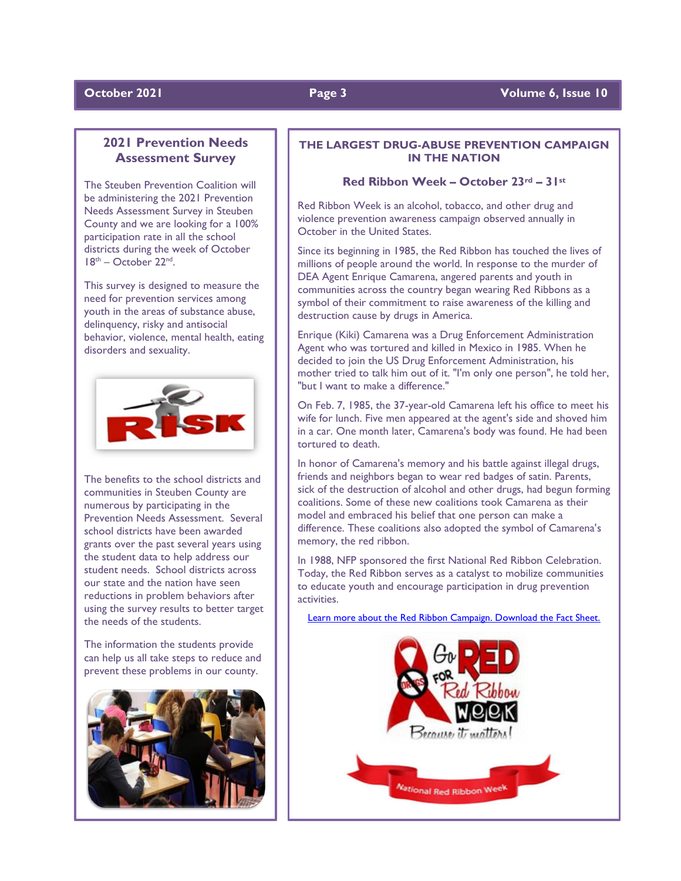## 2021 Prevention Needs Assessment Survey

The Steuben Prevention Coalition will be administering the 2021 Prevention Needs Assessment Survey in Steuben County and we are looking for a 100% participation rate in all the school districts during the week of October 18th – October 22nd.

This survey is designed to measure the need for prevention services among youth in the areas of substance abuse, delinquency, risky and antisocial behavior, violence, mental health, eating disorders and sexuality.

The benefits to the school districts and communities in Steuben County are numerous by participating in the Prevention Needs Assessment. Several school districts have been awarded grants over the past several years using the student data to help address our student needs. School districts across our state and the nation have seen reductions in problem behaviors after using the survey results to better target the needs of the students.

The information the students provide can help us all take steps to reduce and prevent these problems in our county.

## THE LARGEST DRUG-ABUSE PREVENTION CAMPAIGN IN THE NATION

### Red Ribbon Week – October 23rd – 31st

Red Ribbon Week is an alcohol, tobacco, and other drug and violence prevention awareness campaign observed annually in October in the United States.

Since its beginning in 1985, the Red Ribbon has touched the lives of millions of people around the world. In response to the murder of DEA Agent Enrique Camarena, angered parents and youth in communities across the country began wearing Red Ribbons as a symbol of their commitment to raise awareness of the killing and destruction cause by drugs in America.

Enrique (Kiki) Camarena was a Drug Enforcement Administration Agent who was tortured and killed in Mexico in 1985. When he decided to join the US Drug Enforcement Administration, his mother tried to talk him out of it. "I'm only one person", he told her, "but I want to make a difference."

On Feb. 7, 1985, the 37-year-old Camarena left his office to meet his wife for lunch. Five men appeared at the agent's side and shoved him in a car. One month later, Camarena's body was found. He had been tortured to death.

In honor of Camarena's memory and his battle against illegal drugs, friends and neighbors began to wear red badges of satin. Parents, sick of the destruction of alcohol and other drugs, had begun forming coalitions. Some of these new coalitions took Camarena as their model and embraced his belief that one person can make a difference. These coalitions also adopted the symbol of Camarena's memory, the red ribbon.

In 1988, NFP sponsored the first National Red Ribbon Celebration. Today, the Red Ribbon serves as a catalyst to mobilize communities to educate youth and encourage participation in drug prevention activities.

Learn more about the Red Ribbon Campaign. Download the Fact Sheet.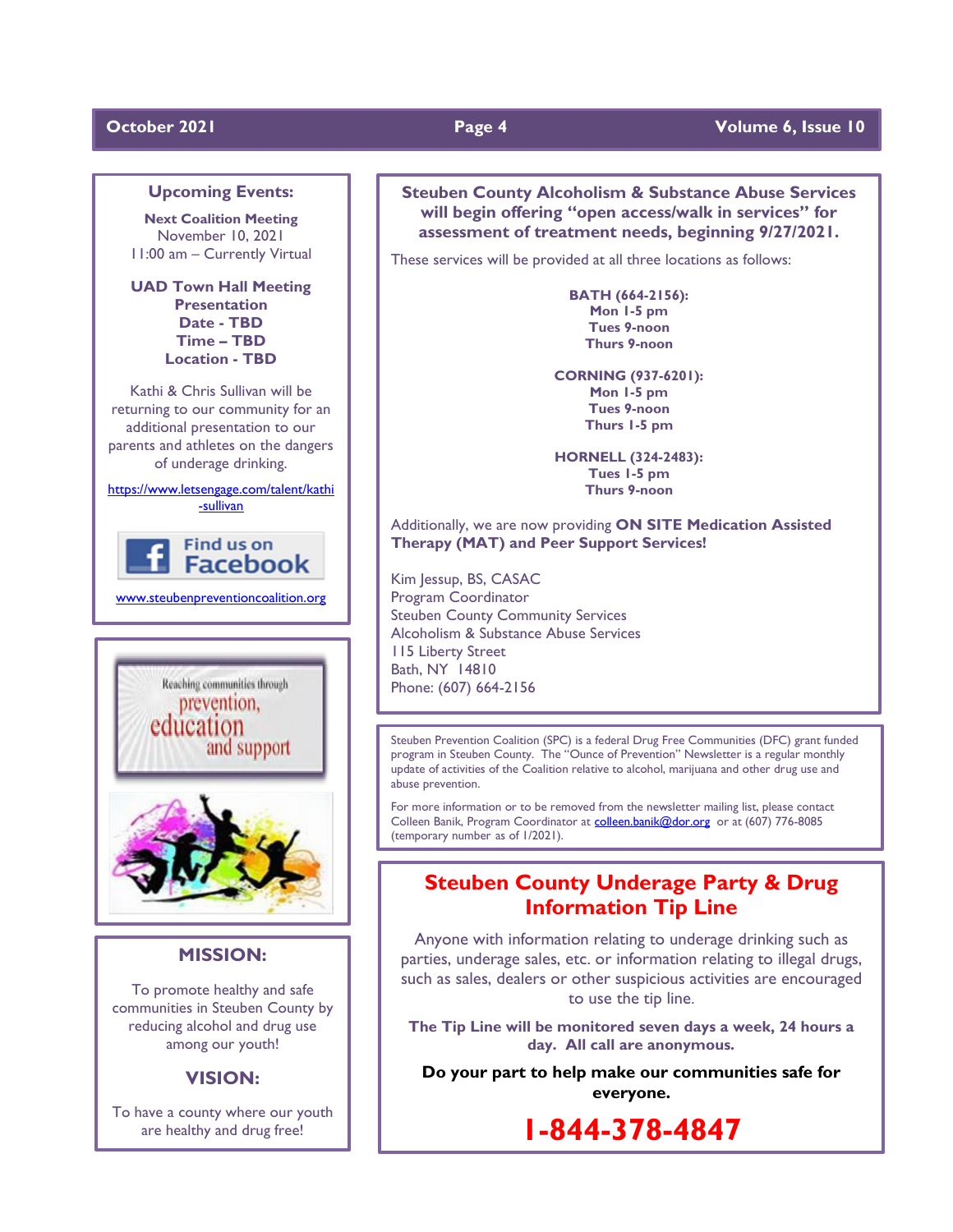## Upcoming Events:

**Next Coalition Meeting**
November 10, 2021
11:00 am – Currently Virtual

**UAD Town Hall Meeting Presentation**
**Date - TBD**
**Time – TBD**
**Location - TBD**

Kathi & Chris Sullivan will be returning to our community for an additional presentation to our parents and athletes on the dangers of underage drinking.

https://www.letsengage.com/talent/kathi-sullivan

Find us on Facebook

www.steubenpreventioncoalition.org

Reaching communities through prevention, education and support

## MISSION:

To promote healthy and safe communities in Steuben County by reducing alcohol and drug use among our youth!

## VISION:

To have a county where our youth are healthy and drug free!

## Steuben County Alcoholism & Substance Abuse Services will begin offering "open access/walk in services" for assessment of treatment needs, beginning 9/27/2021.

These services will be provided at all three locations as follows:

**BATH (664-2156):**
**Mon 1-5 pm**
**Tues 9-noon**
**Thurs 9-noon**

**CORNING (937-6201):**
**Mon 1-5 pm**
**Tues 9-noon**
**Thurs 1-5 pm**

**HORNELL (324-2483):**
**Tues 1-5 pm**
**Thurs 9-noon**

Additionally, we are now providing **ON SITE Medication Assisted Therapy (MAT) and Peer Support Services!**

Kim Jessup, BS, CASAC
Program Coordinator
Steuben County Community Services
Alcoholism & Substance Abuse Services
115 Liberty Street
Bath, NY 14810
Phone: (607) 664-2156

Steuben Prevention Coalition (SPC) is a federal Drug Free Communities (DFC) grant funded program in Steuben County. The "Ounce of Prevention" Newsletter is a regular monthly update of activities of the Coalition relative to alcohol, marijuana and other drug use and abuse prevention.

For more information or to be removed from the newsletter mailing list, please contact Colleen Banik, Program Coordinator at colleen.banik@dor.org or at (607) 776-8085 (temporary number as of 1/2021).

## Steuben County Underage Party & Drug Information Tip Line

Anyone with information relating to underage drinking such as parties, underage sales, etc. or information relating to illegal drugs, such as sales, dealers or other suspicious activities are encouraged to use the tip line.

**The Tip Line will be monitored seven days a week, 24 hours a day. All call are anonymous.**

**Do your part to help make our communities safe for everyone.**

**1-844-378-4847**